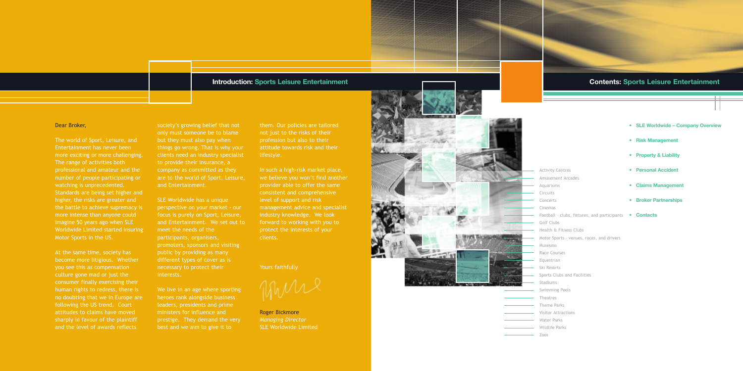## Introduction: Sports Leisure Entertainment

Dear Broker,

The world of Sport, Leisure, and Entertainment has never been more exciting or more challenging. The range of activities both professional and amateur and the number of people participating or watching is unprecedented. Standards are being set higher and higher, the risks are greater and the battle to achieve supremacy is more intense than anyone could imagine 50 years ago when SLE Worldwide Limited started insuring Motor Sports in the US.

At the same time, society has become more litigious. Whether you see this as compensation culture gone mad or just the consumer finally exercising their human rights to redress, there is no doubting that we in Europe are following the US trend. Court attitudes to claims have moved sharply in favour of the plaintiff and the level of awards reflects society's growing belief that not only must someone be to blame but they must also pay when things go wrong. That is why your clients need an industry specialist to provide their insurance, a company as committed as they are to the world of Sport, Leisure, and Entertainment.

SLE Worldwide has a unique perspective on your market - our focus is purely on Sport, Leisure, and Entertainment. We set out to meet the needs of the participants, organisers, promoters, sponsors and visiting public by providing as many different types of cover as is necessary to protect their interests.

We live in an age where sporting heroes rank alongside business leaders, presidents and prime ministers for influence and prestige. They demand the very best and we aim to give it to them. Our policies are tailored not just to the risks of their profession but also to their attitude towards risk and their lifestyle.

In such a high-risk market place, we believe you won't find another provider able to offer the same consistent and comprehensive level of support and risk management advice and specialist industry knowledge. We look forward to working with you to protect the interests of your clients.

Yours faithfully

Roger Bickmore
*Managing Director*
SLE Worldwide Limited

## Contents: Sports Leisure Entertainment

- Activity Centres
- Amusement Arcades
- Aquariums
- Circuits
- Concerts
- Cinemas
- Football – clubs, fixtures, and participants
- Golf Clubs
- Health & Fitness Clubs
- Motor Sports – venues, races, and drivers
- Museums
- Race Courses
- Equestrian
- Ski Resorts
- Sports Clubs and Facilities
- Stadiums
- Swimming Pools
- Theatres
- Theme Parks
- Visitor Attractions
- Water Parks
- Wildlife Parks
- Zoos

- **SLE Worldwide – Company Overview**
- **Risk Management**
- **Property & Liability**
- **Personal Accident**
- **Claims Management**
- **Broker Partnerships**
- **Contacts**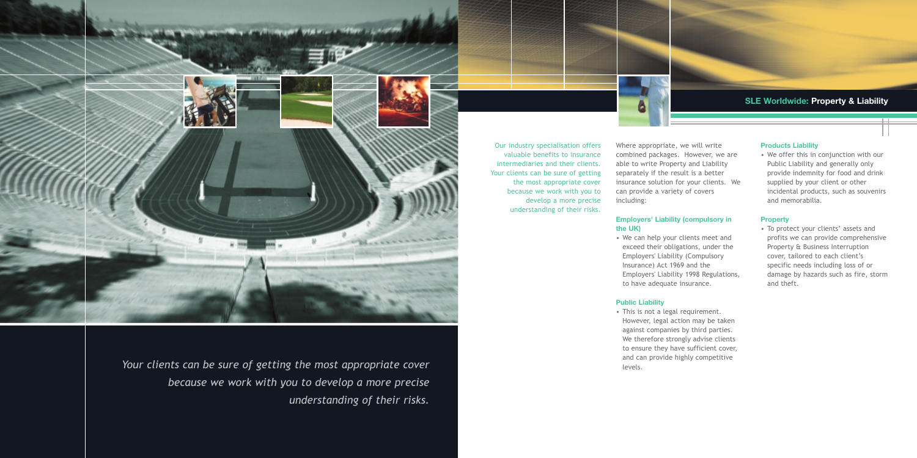## SLE Worldwide: Property & Liability

Our industry specialisation offers valuable benefits to insurance intermediaries and their clients. Your clients can be sure of getting the most appropriate cover because we work with you to develop a more precise understanding of their risks.

Where appropriate, we will write combined packages. However, we are able to write Property and Liability separately if the result is a better insurance solution for your clients. We can provide a variety of covers including:

### Employers' Liability (compulsory in the UK)

- We can help your clients meet and exceed their obligations, under the Employers' Liability (Compulsory Insurance) Act 1969 and the Employers' Liability 1998 Regulations, to have adequate insurance.

### Public Liability

- This is not a legal requirement. However, legal action may be taken against companies by third parties. We therefore strongly advise clients to ensure they have sufficient cover, and can provide highly competitive levels.

### Products Liability

- We offer this in conjunction with our Public Liability and generally only provide indemnity for food and drink supplied by your client or other incidental products, such as souvenirs and memorabilia.

### Property

- To protect your clients' assets and profits we can provide comprehensive Property & Business Interruption cover, tailored to each client's specific needs including loss of or damage by hazards such as fire, storm and theft.

*Your clients can be sure of getting the most appropriate cover because we work with you to develop a more precise understanding of their risks.*